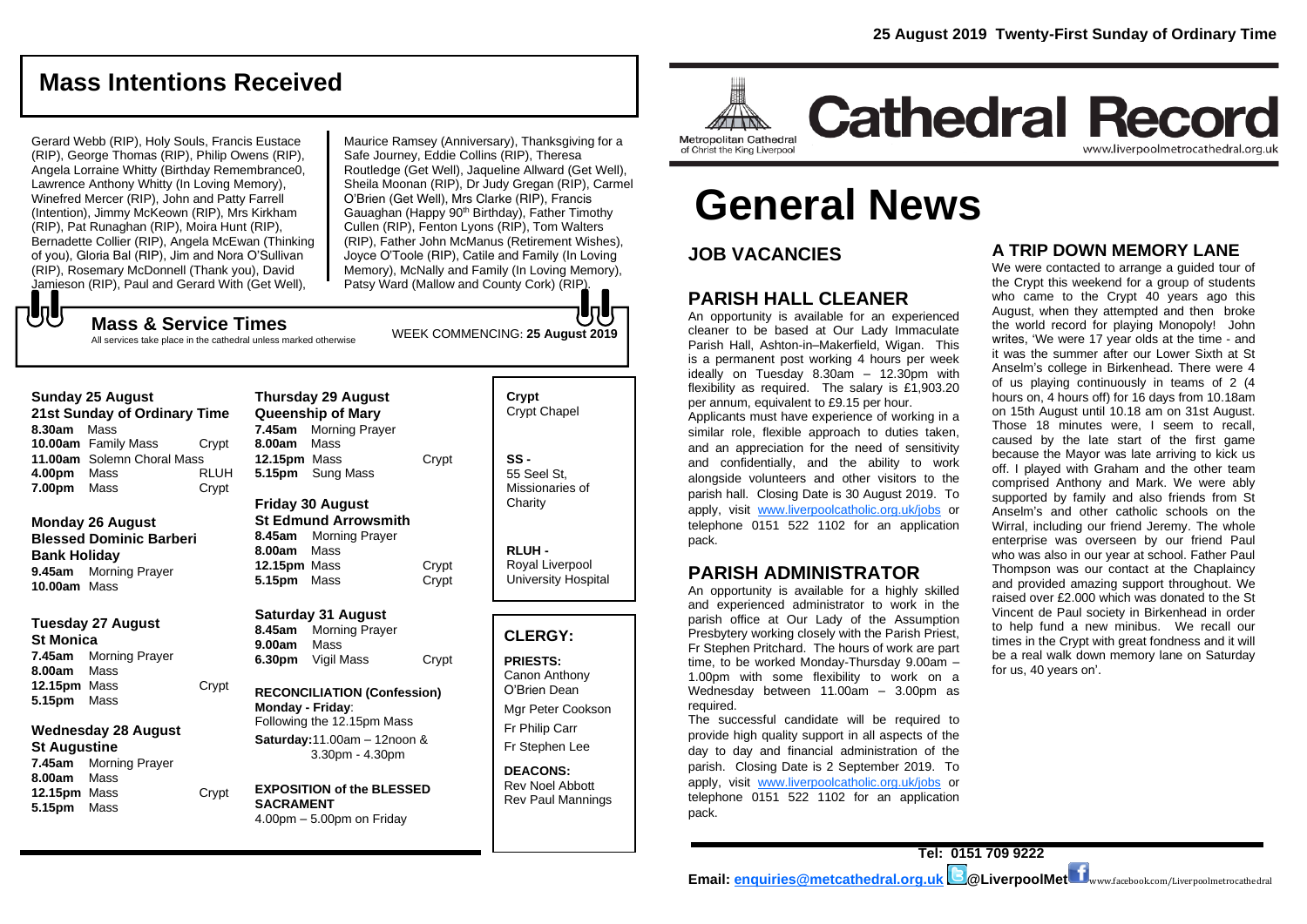# Mass Intentions Received

Gerard Webb (RIP), Holy Souls, Francis Eustace (RIP), George Thomas (RIP), Philip Owens (RIP), Angela Lorraine Whitty (Birthday Remembrance0, Lawrence Anthony Whitty (In Loving Memory), Winefred Mercer (RIP), John and Patty Farrell (Intention), Jimmy McKeown (RIP), Mrs Kirkham (RIP), Pat Runaghan (RIP), Moira Hunt (RIP), Bernadette Collier (RIP), Angela McEwan (Thinking of you), Gloria Bal (RIP), Jim and Nora O'Sullivan (RIP), Rosemary McDonnell (Thank you), David Jamieson (RIP), Paul and Gerard With (Get Well), Maurice Ramsey (Anniversary), Thanksgiving for a Safe Journey, Eddie Collins (RIP), Theresa Routledge (Get Well), Jaqueline Allward (Get Well), Sheila Moonan (RIP), Dr Judy Gregan (RIP), Carmel O'Brien (Get Well), Mrs Clarke (RIP), Francis Gauaghan (Happy 90th Birthday), Father Timothy Cullen (RIP), Fenton Lyons (RIP), Tom Walters (RIP), Father John McManus (Retirement Wishes), Joyce O'Toole (RIP), Catile and Family (In Loving Memory), McNally and Family (In Loving Memory), Patsy Ward (Mallow and County Cork) (RIP).

## Mass & Service Times

All services take place in the cathedral unless marked otherwise

WEEK COMMENCING: **25 August 2019**

**Sunday 25 August**
**21st Sunday of Ordinary Time**
**8.30am** Mass
**10.00am** Family Mass — Crypt
**11.00am** Solemn Choral Mass
**4.00pm** Mass — RLUH
**7.00pm** Mass — Crypt

**Monday 26 August**
**Blessed Dominic Barberi**
**Bank Holiday**
**9.45am** Morning Prayer
**10.00am** Mass

**Tuesday 27 August**
**St Monica**
**7.45am** Morning Prayer
**8.00am** Mass
**12.15pm** Mass — Crypt
**5.15pm** Mass

**Wednesday 28 August**
**St Augustine**
**7.45am** Morning Prayer
**8.00am** Mass
**12.15pm** Mass — Crypt
**5.15pm** Mass

**Thursday 29 August**
**Queenship of Mary**
**7.45am** Morning Prayer
**8.00am** Mass
**12.15pm** Mass — Crypt
**5.15pm** Sung Mass

**Friday 30 August**
**St Edmund Arrowsmith**
**8.45am** Morning Prayer
**8.00am** Mass
**12.15pm** Mass — Crypt
**5.15pm** Mass — Crypt

**Saturday 31 August**
**8.45am** Morning Prayer
**9.00am** Mass
**6.30pm** Vigil Mass — Crypt

**RECONCILIATION (Confession)**
**Monday - Friday**: Following the 12.15pm Mass
**Saturday:** 11.00am – 12noon & 3.30pm - 4.30pm

**EXPOSITION of the BLESSED SACRAMENT**
4.00pm – 5.00pm on Friday

**Crypt** Crypt Chapel

**SS -** 55 Seel St, Missionaries of Charity

**RLUH -** Royal Liverpool University Hospital

## CLERGY:

**PRIESTS:**
Canon Anthony O'Brien Dean
Mgr Peter Cookson
Fr Philip Carr
Fr Stephen Lee

**DEACONS:**
Rev Noel Abbott
Rev Paul Mannings

25 August 2019 Twenty-First Sunday of Ordinary Time

Metropolitan Cathedral of Christ the King Liverpool

# Cathedral Record

www.liverpoolmetrocathedral.org.uk

# General News

## JOB VACANCIES

## PARISH HALL CLEANER

An opportunity is available for an experienced cleaner to be based at Our Lady Immaculate Parish Hall, Ashton-in–Makerfield, Wigan. This is a permanent post working 4 hours per week ideally on Tuesday 8.30am – 12.30pm with flexibility as required. The salary is £1,903.20 per annum, equivalent to £9.15 per hour.

Applicants must have experience of working in a similar role, flexible approach to duties taken, and an appreciation for the need of sensitivity and confidentially, and the ability to work alongside volunteers and other visitors to the parish hall. Closing Date is 30 August 2019. To apply, visit www.liverpoolcatholic.org.uk/jobs or telephone 0151 522 1102 for an application pack.

## PARISH ADMINISTRATOR

An opportunity is available for a highly skilled and experienced administrator to work in the parish office at Our Lady of the Assumption Presbytery working closely with the Parish Priest, Fr Stephen Pritchard. The hours of work are part time, to be worked Monday-Thursday 9.00am – 1.00pm with some flexibility to work on a Wednesday between 11.00am – 3.00pm as required.

The successful candidate will be required to provide high quality support in all aspects of the day to day and financial administration of the parish. Closing Date is 2 September 2019. To apply, visit www.liverpoolcatholic.org.uk/jobs or telephone 0151 522 1102 for an application pack.

## A TRIP DOWN MEMORY LANE

We were contacted to arrange a guided tour of the Crypt this weekend for a group of students who came to the Crypt 40 years ago this August, when they attempted and then broke the world record for playing Monopoly! John writes, 'We were 17 year olds at the time - and it was the summer after our Lower Sixth at St Anselm's college in Birkenhead. There were 4 of us playing continuously in teams of 2 (4 hours on, 4 hours off) for 16 days from 10.18am on 15th August until 10.18 am on 31st August. Those 18 minutes were, I seem to recall, caused by the late start of the first game because the Mayor was late arriving to kick us off. I played with Graham and the other team comprised Anthony and Mark. We were ably supported by family and also friends from St Anselm's and other catholic schools on the Wirral, including our friend Jeremy. The whole enterprise was overseen by our friend Paul who was also in our year at school. Father Paul Thompson was our contact at the Chaplaincy and provided amazing support throughout. We raised over £2.000 which was donated to the St Vincent de Paul society in Birkenhead in order to help fund a new minibus. We recall our times in the Crypt with great fondness and it will be a real walk down memory lane on Saturday for us, 40 years on'.

**Tel: 0151 709 9222**
**Email: enquiries@metcathedral.org.uk** @LiverpoolMet www.facebook.com/Liverpoolmetrocathedral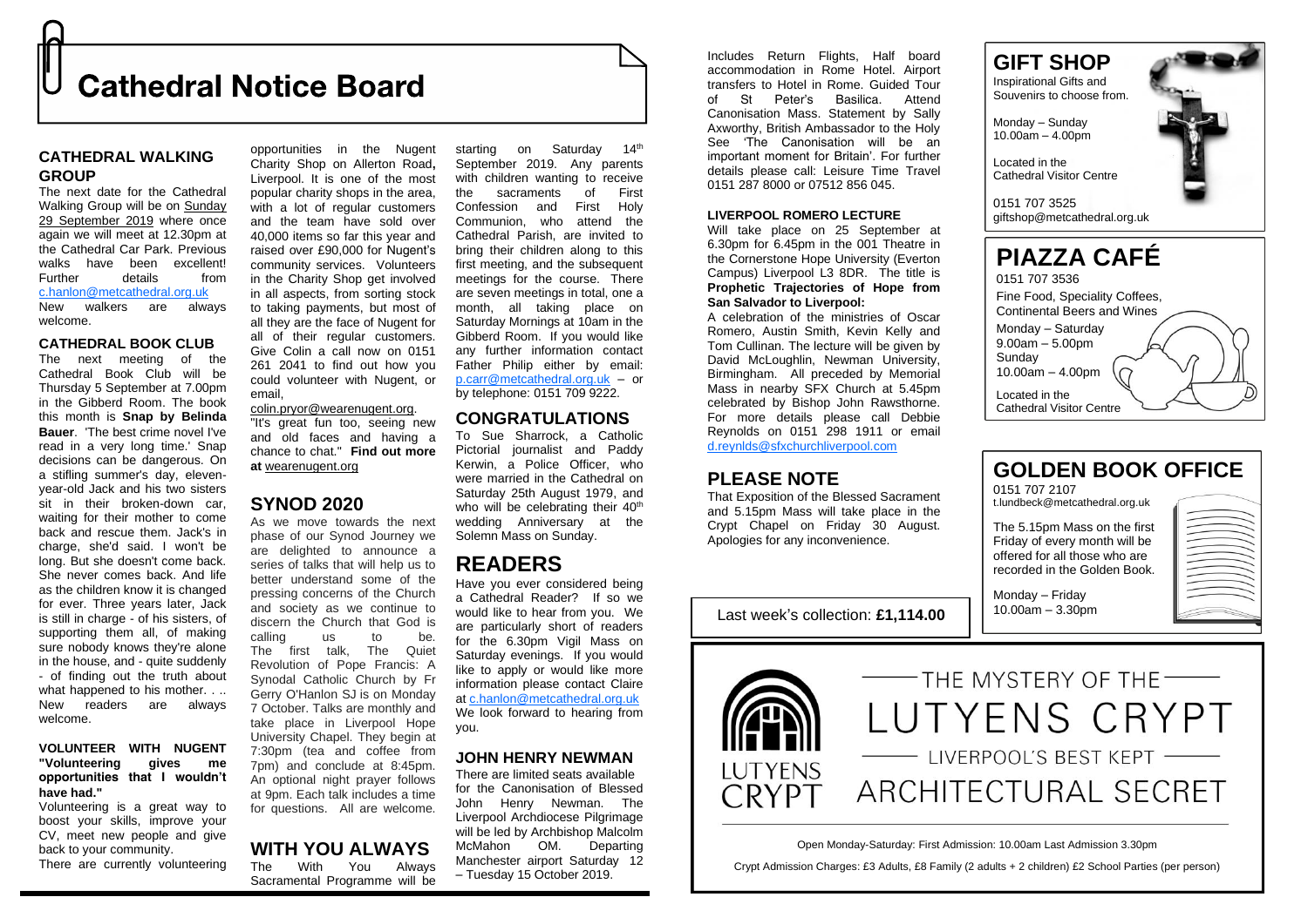# Cathedral Notice Board

## CATHEDRAL WALKING GROUP

The next date for the Cathedral Walking Group will be on Sunday 29 September 2019 where once again we will meet at 12.30pm at the Cathedral Car Park. Previous walks have been excellent! Further details from c.hanlon@metcathedral.org.uk

New walkers are always welcome.

### CATHEDRAL BOOK CLUB

The next meeting of the Cathedral Book Club will be Thursday 5 September at 7.00pm in the Gibberd Room. The book this month is **Snap by Belinda Bauer**. 'The best crime novel I've read in a very long time.' Snap decisions can be dangerous. On a stifling summer's day, eleven-year-old Jack and his two sisters sit in their broken-down car, waiting for their mother to come back and rescue them. Jack's in charge, she'd said. I won't be long. But she doesn't come back. She never comes back. And life as the children know it is changed for ever. Three years later, Jack is still in charge - of his sisters, of supporting them all, of making sure nobody knows they're alone in the house, and - quite suddenly - of finding out the truth about what happened to his mother. . .. New readers are always welcome.

### VOLUNTEER WITH NUGENT "Volunteering gives me opportunities that I wouldn't have had."

Volunteering is a great way to boost your skills, improve your CV, meet new people and give back to your community.

There are currently volunteering opportunities in the Nugent Charity Shop on Allerton Road**,** Liverpool. It is one of the most popular charity shops in the area, with a lot of regular customers and the team have sold over 40,000 items so far this year and raised over £90,000 for Nugent's community services. Volunteers in the Charity Shop get involved in all aspects, from sorting stock to taking payments, but most of all they are the face of Nugent for all of their regular customers. Give Colin a call now on 0151 261 2041 to find out how you could volunteer with Nugent, or email,

colin.pryor@wearenugent.org.

"It's great fun too, seeing new and old faces and having a chance to chat." **Find out more at** wearenugent.org

## SYNOD 2020

As we move towards the next phase of our Synod Journey we are delighted to announce a series of talks that will help us to better understand some of the pressing concerns of the Church and society as we continue to discern the Church that God is calling us to be. The first talk, The Quiet Revolution of Pope Francis: A Synodal Catholic Church by Fr Gerry O'Hanlon SJ is on Monday 7 October. Talks are monthly and take place in Liverpool Hope University Chapel. They begin at 7:30pm (tea and coffee from 7pm) and conclude at 8:45pm. An optional night prayer follows at 9pm. Each talk includes a time for questions. All are welcome.

## WITH YOU ALWAYS

The With You Always Sacramental Programme will be starting on Saturday 14th September 2019. Any parents with children wanting to receive the sacraments of First Confession and First Holy Communion, who attend the Cathedral Parish, are invited to bring their children along to this first meeting, and the subsequent meetings for the course. There are seven meetings in total, one a month, all taking place on Saturday Mornings at 10am in the Gibberd Room. If you would like any further information contact Father Philip either by email: p.carr@metcathedral.org.uk – or by telephone: 0151 709 9222.

## CONGRATULATIONS

To Sue Sharrock, a Catholic Pictorial journalist and Paddy Kerwin, a Police Officer, who were married in the Cathedral on Saturday 25th August 1979, and who will be celebrating their 40th wedding Anniversary at the Solemn Mass on Sunday.

## READERS

Have you ever considered being a Cathedral Reader? If so we would like to hear from you. We are particularly short of readers for the 6.30pm Vigil Mass on Saturday evenings. If you would like to apply or would like more information please contact Claire at c.hanlon@metcathedral.org.uk We look forward to hearing from you.

### JOHN HENRY NEWMAN

There are limited seats available for the Canonisation of Blessed John Henry Newman. The Liverpool Archdiocese Pilgrimage will be led by Archbishop Malcolm McMahon OM. Departing Manchester airport Saturday 12 – Tuesday 15 October 2019.

Includes Return Flights, Half board accommodation in Rome Hotel. Airport transfers to Hotel in Rome. Guided Tour of St Peter's Basilica. Attend Canonisation Mass. Statement by Sally Axworthy, British Ambassador to the Holy See 'The Canonisation will be an important moment for Britain'. For further details please call: Leisure Time Travel 0151 287 8000 or 07512 856 045.

### LIVERPOOL ROMERO LECTURE

Will take place on 25 September at 6.30pm for 6.45pm in the 001 Theatre in the Cornerstone Hope University (Everton Campus) Liverpool L3 8DR. The title is **Prophetic Trajectories of Hope from San Salvador to Liverpool:**

A celebration of the ministries of Oscar Romero, Austin Smith, Kevin Kelly and Tom Cullinan. The lecture will be given by David McLoughlin, Newman University, Birmingham. All preceded by Memorial Mass in nearby SFX Church at 5.45pm celebrated by Bishop John Rawsthorne. For more details please call Debbie Reynolds on 0151 298 1911 or email d.reynlds@sfxchurchliverpool.com

## PLEASE NOTE

That Exposition of the Blessed Sacrament and 5.15pm Mass will take place in the Crypt Chapel on Friday 30 August. Apologies for any inconvenience.

Last week's collection: **£1,114.00**

## GIFT SHOP

Inspirational Gifts and Souvenirs to choose from.

Monday – Sunday
10.00am – 4.00pm

Located in the Cathedral Visitor Centre

0151 707 3525
giftshop@metcathedral.org.uk

## PIAZZA CAFÉ

0151 707 3536

Fine Food, Speciality Coffees, Continental Beers and Wines

Monday – Saturday
9.00am – 5.00pm
Sunday
10.00am – 4.00pm

Located in the Cathedral Visitor Centre

## GOLDEN BOOK OFFICE

0151 707 2107
t.lundbeck@metcathedral.org.uk

The 5.15pm Mass on the first Friday of every month will be offered for all those who are recorded in the Golden Book.

Monday – Friday
10.00am – 3.30pm

LUTYENS CRYPT

THE MYSTERY OF THE LUTYENS CRYPT
LIVERPOOL'S BEST KEPT
ARCHITECTURAL SECRET

Open Monday-Saturday: First Admission: 10.00am Last Admission 3.30pm

Crypt Admission Charges: £3 Adults, £8 Family (2 adults + 2 children) £2 School Parties (per person)